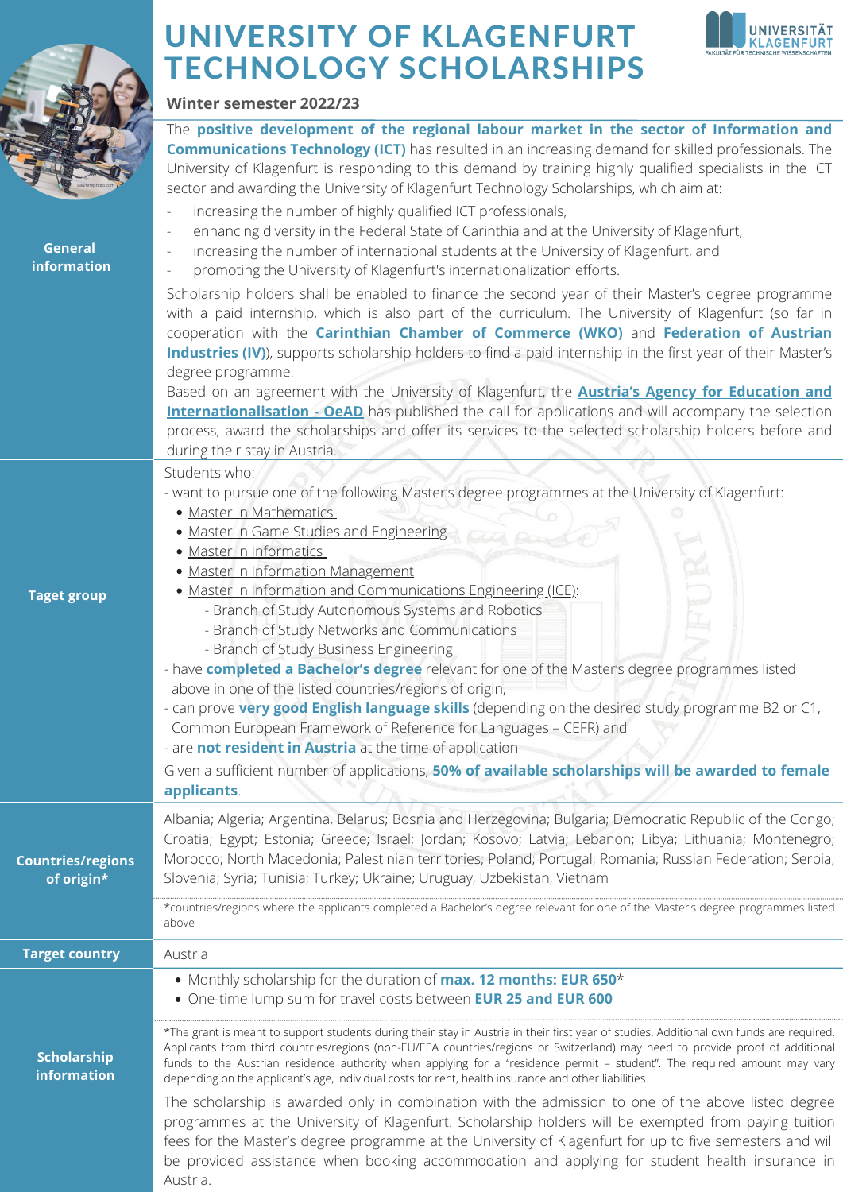# UNIVERSITY OF KLAGENFURT TECHNOLOGY SCHOLARSHIPS

**Winter semester 2022/23**

## General information

The **positive development of the regional labour market in the sector of Information and Communications Technology (ICT)** has resulted in an increasing demand for skilled professionals. The University of Klagenfurt is responding to this demand by training highly qualified specialists in the ICT sector and awarding the University of Klagenfurt Technology Scholarships, which aim at:

- increasing the number of highly qualified ICT professionals,
- enhancing diversity in the Federal State of Carinthia and at the University of Klagenfurt,
- increasing the number of international students at the University of Klagenfurt, and
- promoting the University of Klagenfurt's internationalization efforts.

Scholarship holders shall be enabled to finance the second year of their Master's degree programme with a paid internship, which is also part of the curriculum. The University of Klagenfurt (so far in cooperation with the **Carinthian Chamber of Commerce (WKO)** and **Federation of Austrian Industries (IV)**), supports scholarship holders to find a paid internship in the first year of their Master's degree programme.

Based on an agreement with the University of Klagenfurt, the **Austria's Agency for Education and Internationalisation - OeAD** has published the call for applications and will accompany the selection process, award the scholarships and offer its services to the selected scholarship holders before and during their stay in Austria.

## Taget group

Students who:

- want to pursue one of the following Master's degree programmes at the University of Klagenfurt:
  - Master in Mathematics
  - Master in Game Studies and Engineering
  - Master in Informatics
  - Master in Information Management
  - Master in Information and Communications Engineering (ICE):
    - Branch of Study Autonomous Systems and Robotics
    - Branch of Study Networks and Communications
    - Branch of Study Business Engineering
- have **completed a Bachelor's degree** relevant for one of the Master's degree programmes listed above in one of the listed countries/regions of origin,
- can prove **very good English language skills** (depending on the desired study programme B2 or C1, Common European Framework of Reference for Languages – CEFR) and
- are **not resident in Austria** at the time of application

Given a sufficient number of applications, **50% of available scholarships will be awarded to female applicants**.

## Countries/regions of origin*

Albania; Algeria; Argentina, Belarus; Bosnia and Herzegovina; Bulgaria; Democratic Republic of the Congo; Croatia; Egypt; Estonia; Greece; Israel; Jordan; Kosovo; Latvia; Lebanon; Libya; Lithuania; Montenegro; Morocco; North Macedonia; Palestinian territories; Poland; Portugal; Romania; Russian Federation; Serbia; Slovenia; Syria; Tunisia; Turkey; Ukraine; Uruguay, Uzbekistan, Vietnam

*countries/regions where the applicants completed a Bachelor's degree relevant for one of the Master's degree programmes listed above

## Target country

Austria

## Scholarship information

- Monthly scholarship for the duration of **max. 12 months: EUR 650***
- One-time lump sum for travel costs between **EUR 25 and EUR 600**

*The grant is meant to support students during their stay in Austria in their first year of studies. Additional own funds are required. Applicants from third countries/regions (non-EU/EEA countries/regions or Switzerland) may need to provide proof of additional funds to the Austrian residence authority when applying for a "residence permit – student". The required amount may vary depending on the applicant's age, individual costs for rent, health insurance and other liabilities.

The scholarship is awarded only in combination with the admission to one of the above listed degree programmes at the University of Klagenfurt. Scholarship holders will be exempted from paying tuition fees for the Master's degree programme at the University of Klagenfurt for up to five semesters and will be provided assistance when booking accommodation and applying for student health insurance in Austria.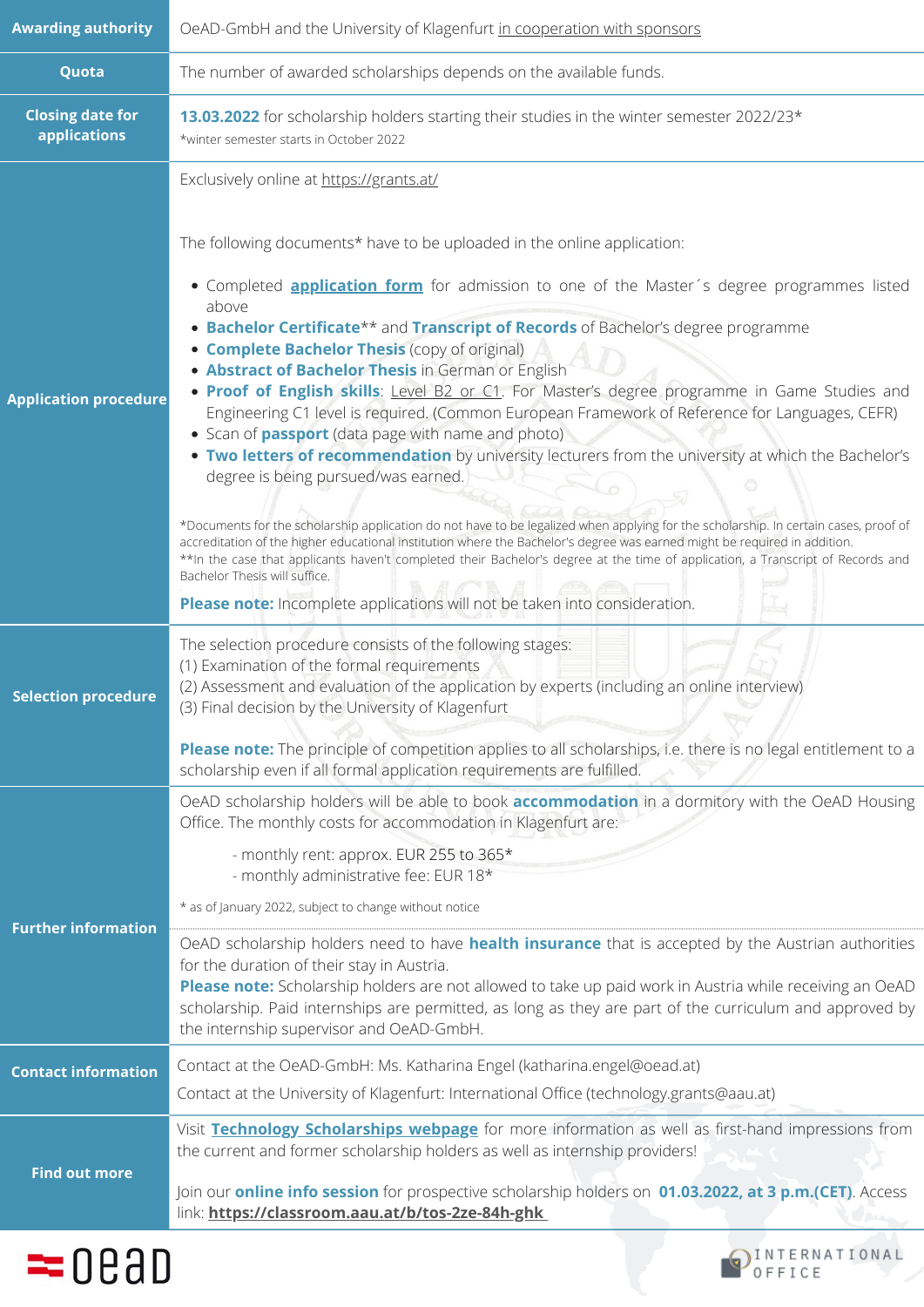| | |
|---|---|
| **Awarding authority** | OeAD-GmbH and the University of Klagenfurt in cooperation with sponsors |
| **Quota** | The number of awarded scholarships depends on the available funds. |
| **Closing date for applications** | **13.03.2022** for scholarship holders starting their studies in the winter semester 2022/23*<br>*winter semester starts in October 2022 |
| **Application procedure** | Exclusively online at https://grants.at/<br><br>The following documents* have to be uploaded in the online application:<br>• Completed **application form** for admission to one of the Master´s degree programmes listed above<br>• **Bachelor Certificate**** and **Transcript of Records** of Bachelor's degree programme<br>• **Complete Bachelor Thesis** (copy of original)<br>• **Abstract of Bachelor Thesis** in German or English<br>• **Proof of English skills**: Level B2 or C1. For Master's degree programme in Game Studies and Engineering C1 level is required. (Common European Framework of Reference for Languages, CEFR)<br>• Scan of **passport** (data page with name and photo)<br>• **Two letters of recommendation** by university lecturers from the university at which the Bachelor's degree is being pursued/was earned.<br><br>*Documents for the scholarship application do not have to be legalized when applying for the scholarship. In certain cases, proof of accreditation of the higher educational institution where the Bachelor's degree was earned might be required in addition.<br>**In the case that applicants haven't completed their Bachelor's degree at the time of application, a Transcript of Records and Bachelor Thesis will suffice.<br><br>**Please note:** Incomplete applications will not be taken into consideration. |
| **Selection procedure** | The selection procedure consists of the following stages:<br>(1) Examination of the formal requirements<br>(2) Assessment and evaluation of the application by experts (including an online interview)<br>(3) Final decision by the University of Klagenfurt<br><br>**Please note:** The principle of competition applies to all scholarships, i.e. there is no legal entitlement to a scholarship even if all formal application requirements are fulfilled. |
| **Further information** | OeAD scholarship holders will be able to book **accommodation** in a dormitory with the OeAD Housing Office. The monthly costs for accommodation in Klagenfurt are:<br>- monthly rent: approx. EUR 255 to 365*<br>- monthly administrative fee: EUR 18*<br><br>* as of January 2022, subject to change without notice<br><br>OeAD scholarship holders need to have **health insurance** that is accepted by the Austrian authorities for the duration of their stay in Austria.<br>**Please note:** Scholarship holders are not allowed to take up paid work in Austria while receiving an OeAD scholarship. Paid internships are permitted, as long as they are part of the curriculum and approved by the internship supervisor and OeAD-GmbH. |
| **Contact information** | Contact at the OeAD-GmbH: Ms. Katharina Engel (katharina.engel@oead.at)<br>Contact at the University of Klagenfurt: International Office (technology.grants@aau.at) |
| **Find out more** | Visit **Technology Scholarships webpage** for more information as well as first-hand impressions from the current and former scholarship holders as well as internship providers!<br><br>Join our **online info session** for prospective scholarship holders on **01.03.2022, at 3 p.m.(CET)**. Access link: **https://classroom.aau.at/b/tos-2ze-84h-ghk** |

OeAD

INTERNATIONAL OFFICE